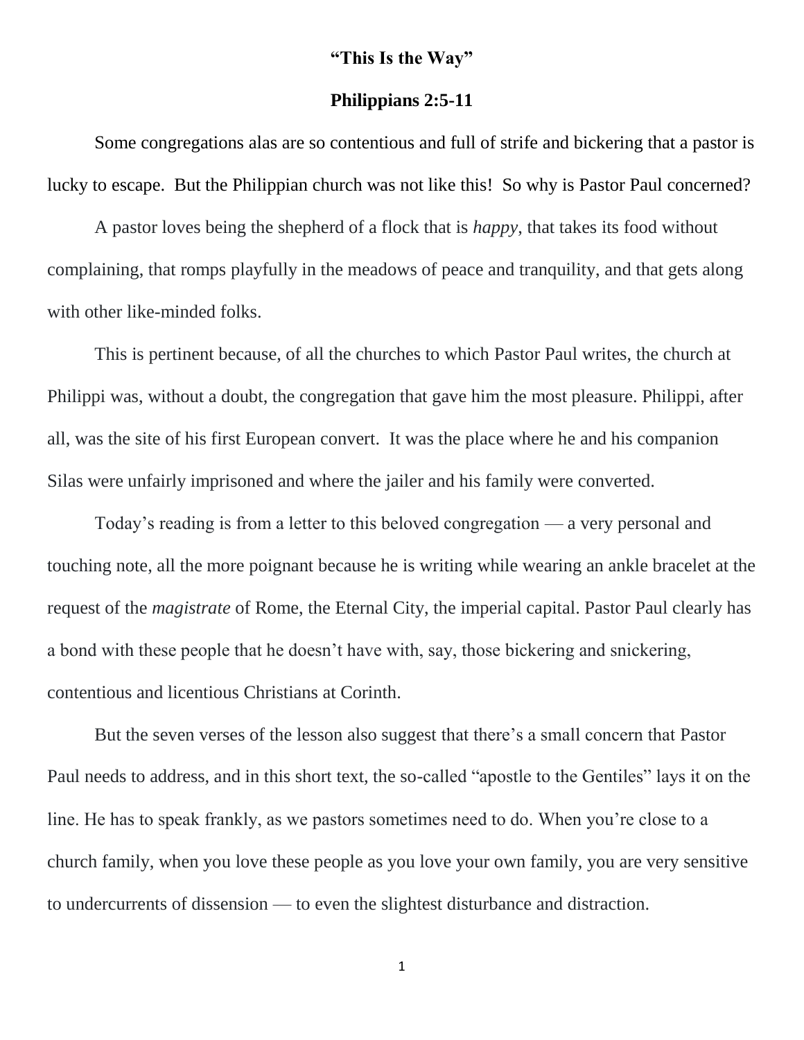**“This Is the Way”**

**Philippians 2:5-11**

Some congregations alas are so contentious and full of strife and bickering that a pastor is lucky to escape. But the Philippian church was not like this! So why is Pastor Paul concerned?

A pastor loves being the shepherd of a flock that is *happy,* that takes its food without complaining, that romps playfully in the meadows of peace and tranquility, and that gets along with other like-minded folks.

This is pertinent because, of all the churches to which Pastor Paul writes, the church at Philippi was, without a doubt, the congregation that gave him the most pleasure. Philippi, after all, was the site of his first European convert. It was the place where he and his companion Silas were unfairly imprisoned and where the jailer and his family were converted.

Today’s reading is from a letter to this beloved congregation — a very personal and touching note, all the more poignant because he is writing while wearing an ankle bracelet at the request of the *magistrate* of Rome, the Eternal City, the imperial capital. Pastor Paul clearly has a bond with these people that he doesn’t have with, say, those bickering and snickering, contentious and licentious Christians at Corinth.

But the seven verses of the lesson also suggest that there’s a small concern that Pastor Paul needs to address, and in this short text, the so-called “apostle to the Gentiles” lays it on the line. He has to speak frankly, as we pastors sometimes need to do. When you’re close to a church family, when you love these people as you love your own family, you are very sensitive to undercurrents of dissension — to even the slightest disturbance and distraction.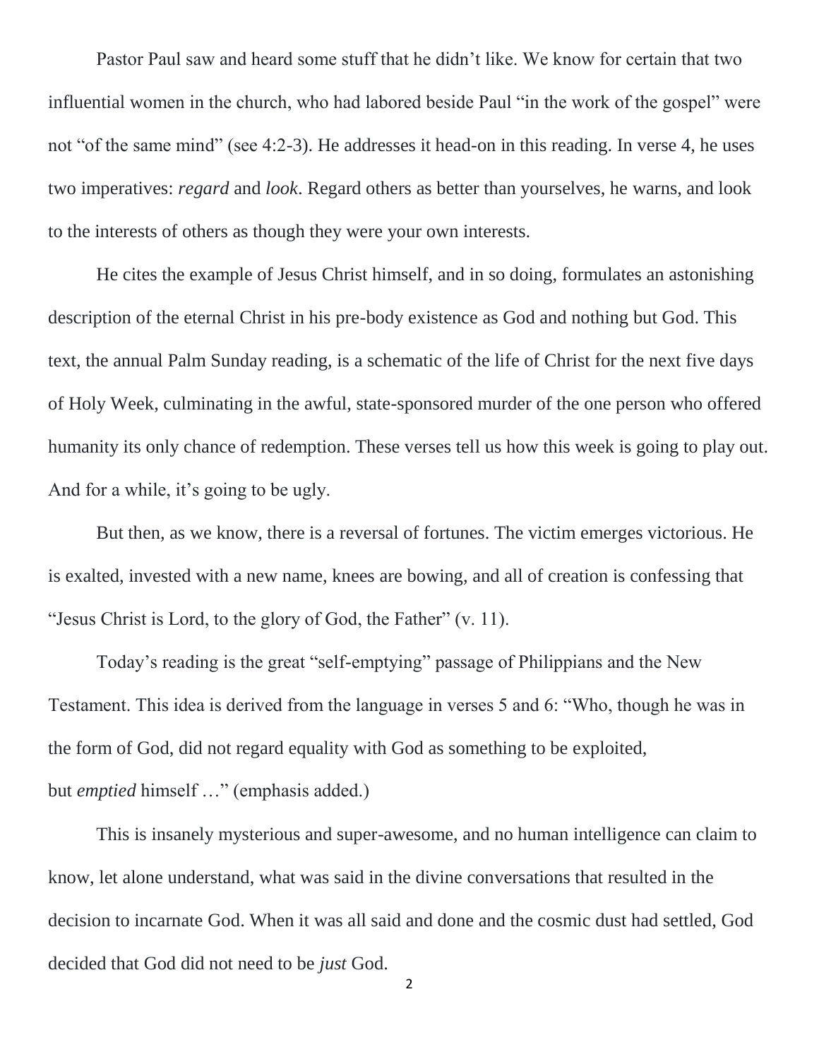Pastor Paul saw and heard some stuff that he didn't like. We know for certain that two influential women in the church, who had labored beside Paul "in the work of the gospel" were not "of the same mind" (see 4:2-3). He addresses it head-on in this reading. In verse 4, he uses two imperatives: *regard* and *look*. Regard others as better than yourselves, he warns, and look to the interests of others as though they were your own interests.

He cites the example of Jesus Christ himself, and in so doing, formulates an astonishing description of the eternal Christ in his pre-body existence as God and nothing but God. This text, the annual Palm Sunday reading, is a schematic of the life of Christ for the next five days of Holy Week, culminating in the awful, state-sponsored murder of the one person who offered humanity its only chance of redemption. These verses tell us how this week is going to play out. And for a while, it's going to be ugly.

But then, as we know, there is a reversal of fortunes. The victim emerges victorious. He is exalted, invested with a new name, knees are bowing, and all of creation is confessing that "Jesus Christ is Lord, to the glory of God, the Father" (v. 11).

Today's reading is the great "self-emptying" passage of Philippians and the New Testament. This idea is derived from the language in verses 5 and 6: "Who, though he was in the form of God, did not regard equality with God as something to be exploited, but *emptied* himself …" (emphasis added.)

This is insanely mysterious and super-awesome, and no human intelligence can claim to know, let alone understand, what was said in the divine conversations that resulted in the decision to incarnate God. When it was all said and done and the cosmic dust had settled, God decided that God did not need to be *just* God.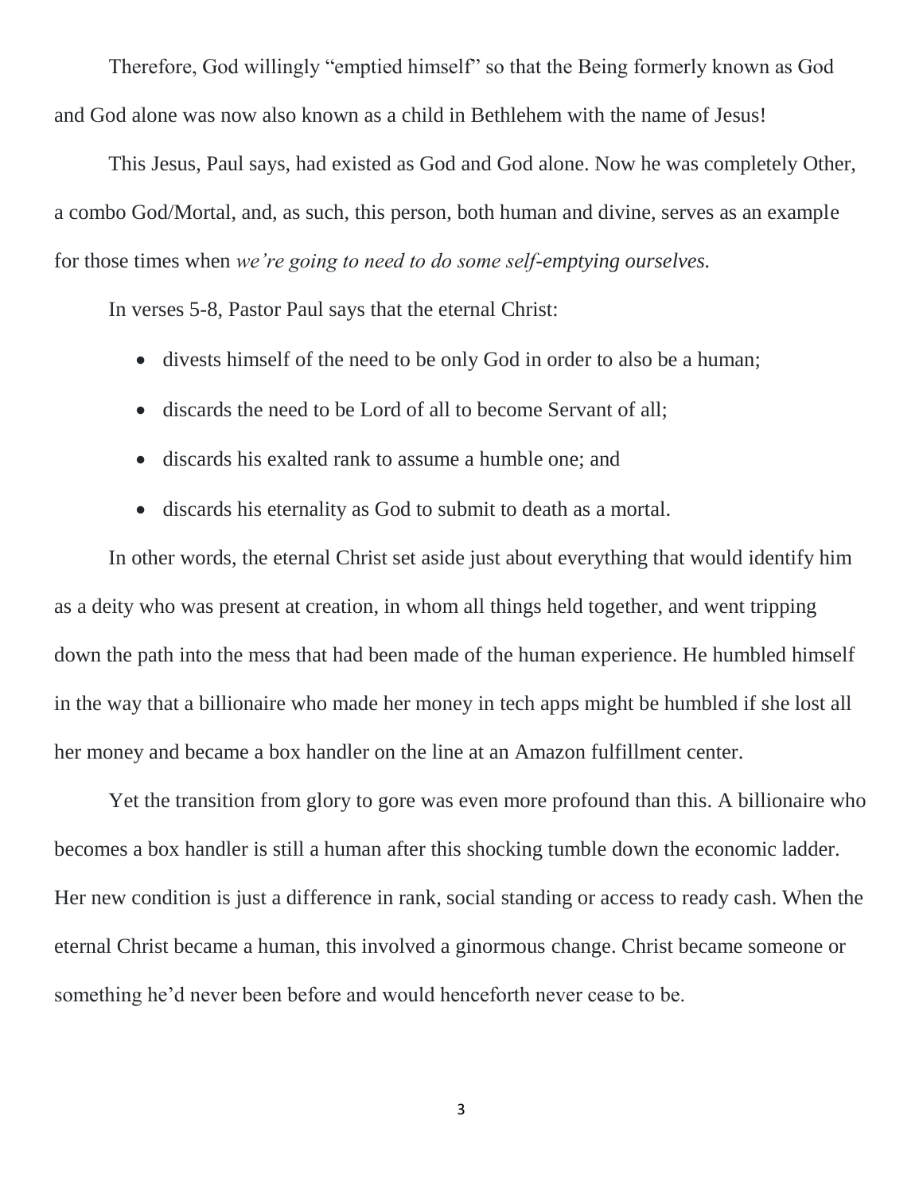Therefore, God willingly "emptied himself" so that the Being formerly known as God and God alone was now also known as a child in Bethlehem with the name of Jesus!

This Jesus, Paul says, had existed as God and God alone. Now he was completely Other, a combo God/Mortal, and, as such, this person, both human and divine, serves as an example for those times when *we're going to need to do some self-emptying ourselves.*

In verses 5-8, Pastor Paul says that the eternal Christ:

- divests himself of the need to be only God in order to also be a human;
- discards the need to be Lord of all to become Servant of all;
- discards his exalted rank to assume a humble one; and
- discards his eternality as God to submit to death as a mortal.

In other words, the eternal Christ set aside just about everything that would identify him as a deity who was present at creation, in whom all things held together, and went tripping down the path into the mess that had been made of the human experience. He humbled himself in the way that a billionaire who made her money in tech apps might be humbled if she lost all her money and became a box handler on the line at an Amazon fulfillment center.

Yet the transition from glory to gore was even more profound than this. A billionaire who becomes a box handler is still a human after this shocking tumble down the economic ladder. Her new condition is just a difference in rank, social standing or access to ready cash. When the eternal Christ became a human, this involved a ginormous change. Christ became someone or something he'd never been before and would henceforth never cease to be.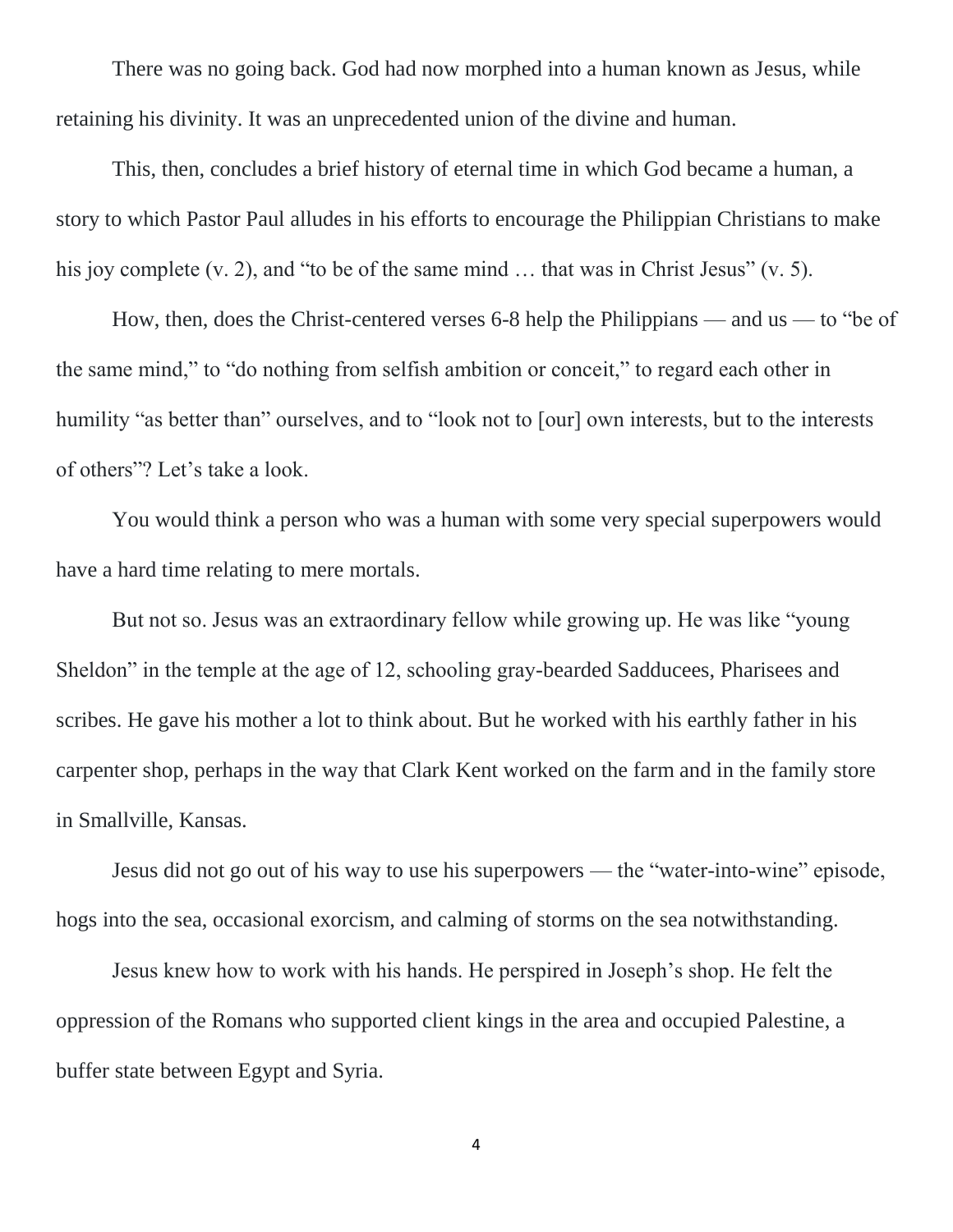There was no going back. God had now morphed into a human known as Jesus, while retaining his divinity. It was an unprecedented union of the divine and human.

This, then, concludes a brief history of eternal time in which God became a human, a story to which Pastor Paul alludes in his efforts to encourage the Philippian Christians to make his joy complete (v. 2), and "to be of the same mind … that was in Christ Jesus" (v. 5).

How, then, does the Christ-centered verses 6-8 help the Philippians — and us — to "be of the same mind," to "do nothing from selfish ambition or conceit," to regard each other in humility "as better than" ourselves, and to "look not to [our] own interests, but to the interests of others"? Let's take a look.

You would think a person who was a human with some very special superpowers would have a hard time relating to mere mortals.

But not so. Jesus was an extraordinary fellow while growing up. He was like "young Sheldon" in the temple at the age of 12, schooling gray-bearded Sadducees, Pharisees and scribes. He gave his mother a lot to think about. But he worked with his earthly father in his carpenter shop, perhaps in the way that Clark Kent worked on the farm and in the family store in Smallville, Kansas.

Jesus did not go out of his way to use his superpowers — the "water-into-wine" episode, hogs into the sea, occasional exorcism, and calming of storms on the sea notwithstanding.

Jesus knew how to work with his hands. He perspired in Joseph's shop. He felt the oppression of the Romans who supported client kings in the area and occupied Palestine, a buffer state between Egypt and Syria.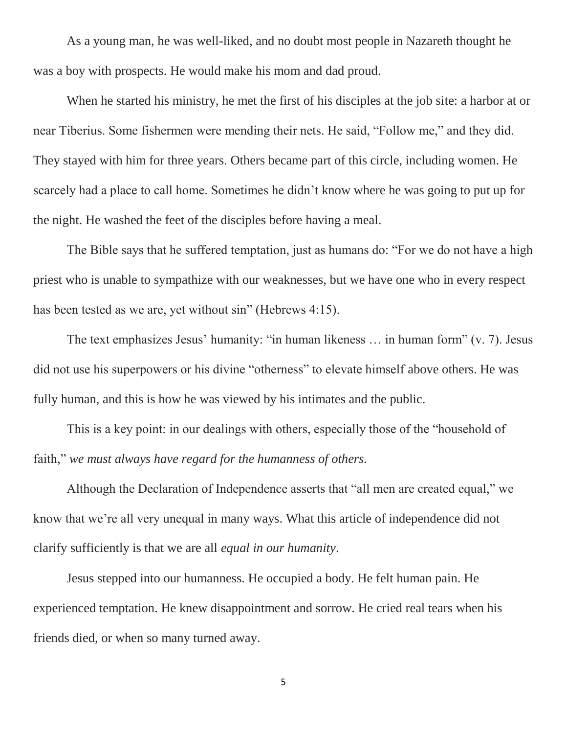As a young man, he was well-liked, and no doubt most people in Nazareth thought he was a boy with prospects. He would make his mom and dad proud.

When he started his ministry, he met the first of his disciples at the job site: a harbor at or near Tiberius. Some fishermen were mending their nets. He said, “Follow me,” and they did. They stayed with him for three years. Others became part of this circle, including women. He scarcely had a place to call home. Sometimes he didn’t know where he was going to put up for the night. He washed the feet of the disciples before having a meal.

The Bible says that he suffered temptation, just as humans do: “For we do not have a high priest who is unable to sympathize with our weaknesses, but we have one who in every respect has been tested as we are, yet without sin” (Hebrews 4:15).

The text emphasizes Jesus’ humanity: “in human likeness … in human form” (v. 7). Jesus did not use his superpowers or his divine “otherness” to elevate himself above others. He was fully human, and this is how he was viewed by his intimates and the public.

This is a key point: in our dealings with others, especially those of the “household of faith,” *we must always have regard for the humanness of others.*

Although the Declaration of Independence asserts that “all men are created equal,” we know that we’re all very unequal in many ways. What this article of independence did not clarify sufficiently is that we are all *equal in our humanity*.

Jesus stepped into our humanness. He occupied a body. He felt human pain. He experienced temptation. He knew disappointment and sorrow. He cried real tears when his friends died, or when so many turned away.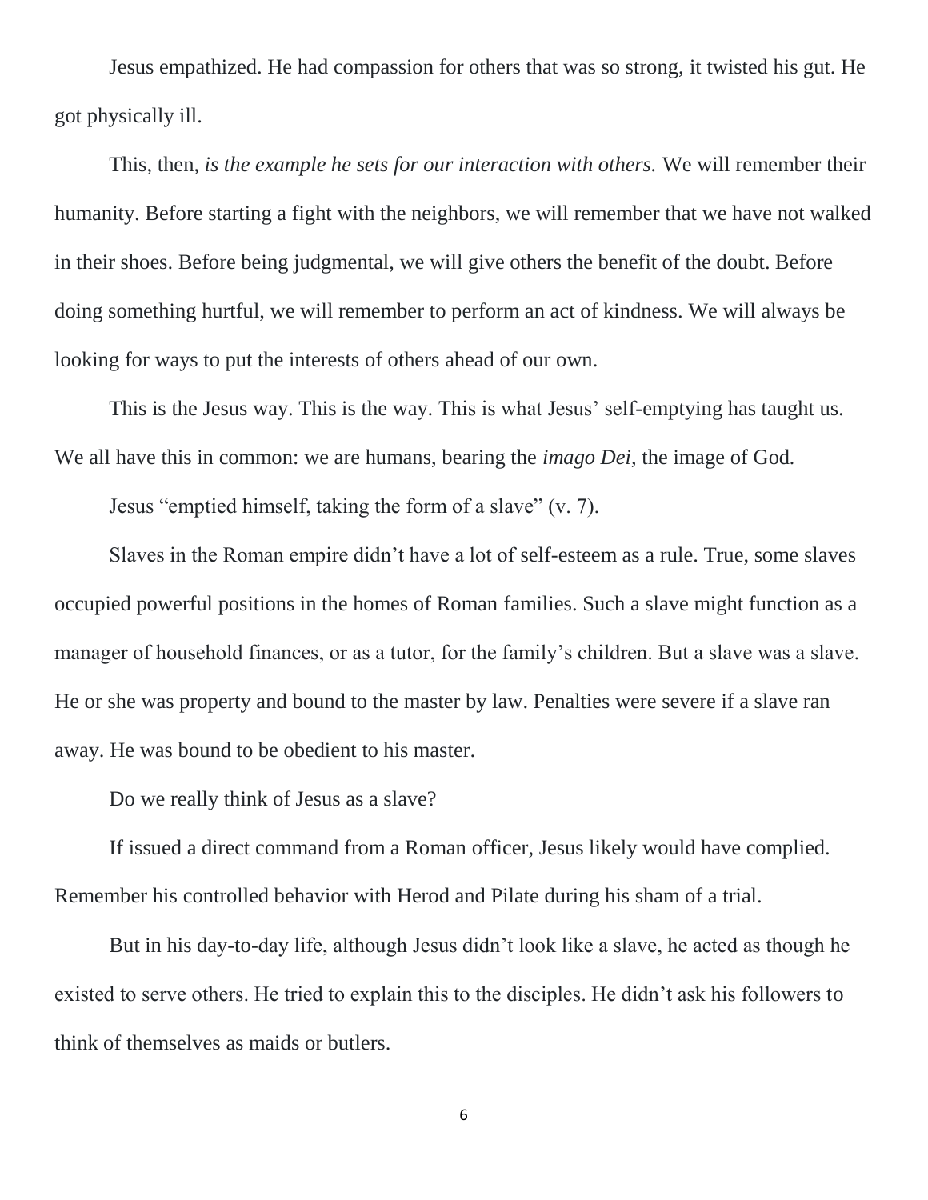Jesus empathized. He had compassion for others that was so strong, it twisted his gut. He got physically ill.

This, then, *is the example he sets for our interaction with others.* We will remember their humanity. Before starting a fight with the neighbors, we will remember that we have not walked in their shoes. Before being judgmental, we will give others the benefit of the doubt. Before doing something hurtful, we will remember to perform an act of kindness. We will always be looking for ways to put the interests of others ahead of our own.

This is the Jesus way. This is the way. This is what Jesus' self-emptying has taught us. We all have this in common: we are humans, bearing the *imago Dei*, the image of God.

Jesus "emptied himself, taking the form of a slave" (v. 7).

Slaves in the Roman empire didn't have a lot of self-esteem as a rule. True, some slaves occupied powerful positions in the homes of Roman families. Such a slave might function as a manager of household finances, or as a tutor, for the family's children. But a slave was a slave. He or she was property and bound to the master by law. Penalties were severe if a slave ran away. He was bound to be obedient to his master.

Do we really think of Jesus as a slave?

If issued a direct command from a Roman officer, Jesus likely would have complied. Remember his controlled behavior with Herod and Pilate during his sham of a trial.

But in his day-to-day life, although Jesus didn't look like a slave, he acted as though he existed to serve others. He tried to explain this to the disciples. He didn't ask his followers to think of themselves as maids or butlers.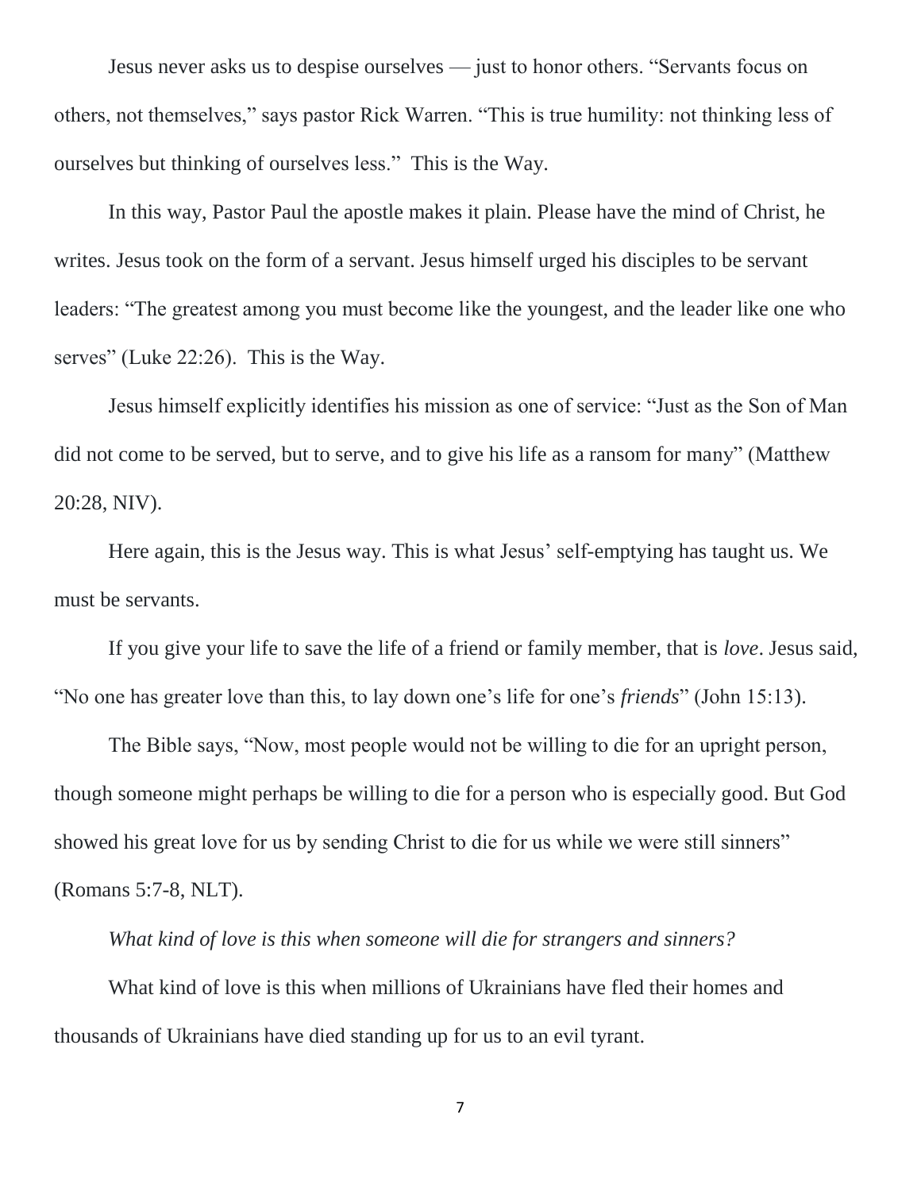Jesus never asks us to despise ourselves — just to honor others. "Servants focus on others, not themselves," says pastor Rick Warren. "This is true humility: not thinking less of ourselves but thinking of ourselves less." This is the Way.

In this way, Pastor Paul the apostle makes it plain. Please have the mind of Christ, he writes. Jesus took on the form of a servant. Jesus himself urged his disciples to be servant leaders: "The greatest among you must become like the youngest, and the leader like one who serves" (Luke 22:26). This is the Way.

Jesus himself explicitly identifies his mission as one of service: "Just as the Son of Man did not come to be served, but to serve, and to give his life as a ransom for many" (Matthew 20:28, NIV).

Here again, this is the Jesus way. This is what Jesus' self-emptying has taught us. We must be servants.

If you give your life to save the life of a friend or family member, that is *love*. Jesus said, "No one has greater love than this, to lay down one's life for one's *friends*" (John 15:13).

The Bible says, "Now, most people would not be willing to die for an upright person, though someone might perhaps be willing to die for a person who is especially good. But God showed his great love for us by sending Christ to die for us while we were still sinners" (Romans 5:7-8, NLT).

*What kind of love is this when someone will die for strangers and sinners?*

What kind of love is this when millions of Ukrainians have fled their homes and thousands of Ukrainians have died standing up for us to an evil tyrant.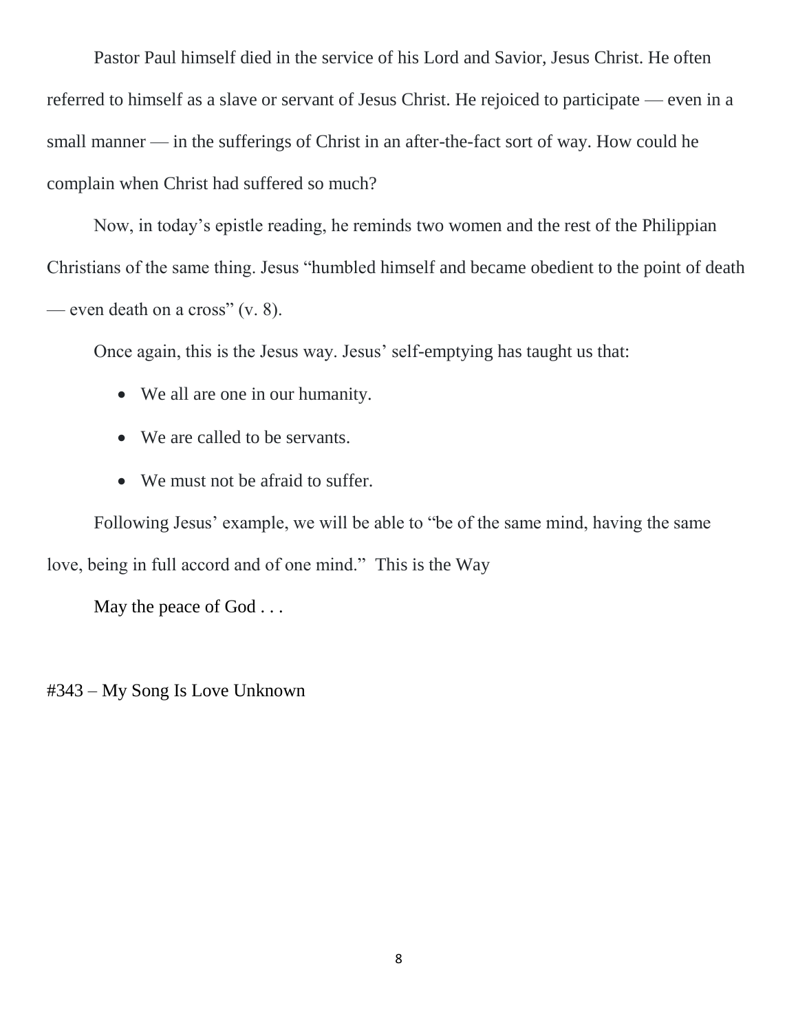Pastor Paul himself died in the service of his Lord and Savior, Jesus Christ. He often referred to himself as a slave or servant of Jesus Christ. He rejoiced to participate — even in a small manner — in the sufferings of Christ in an after-the-fact sort of way. How could he complain when Christ had suffered so much?

Now, in today's epistle reading, he reminds two women and the rest of the Philippian Christians of the same thing. Jesus "humbled himself and became obedient to the point of death — even death on a cross" (v. 8).

Once again, this is the Jesus way. Jesus' self-emptying has taught us that:

- We all are one in our humanity.
- We are called to be servants.
- We must not be afraid to suffer.

Following Jesus' example, we will be able to "be of the same mind, having the same love, being in full accord and of one mind." This is the Way

May the peace of God . . .

#343 – My Song Is Love Unknown